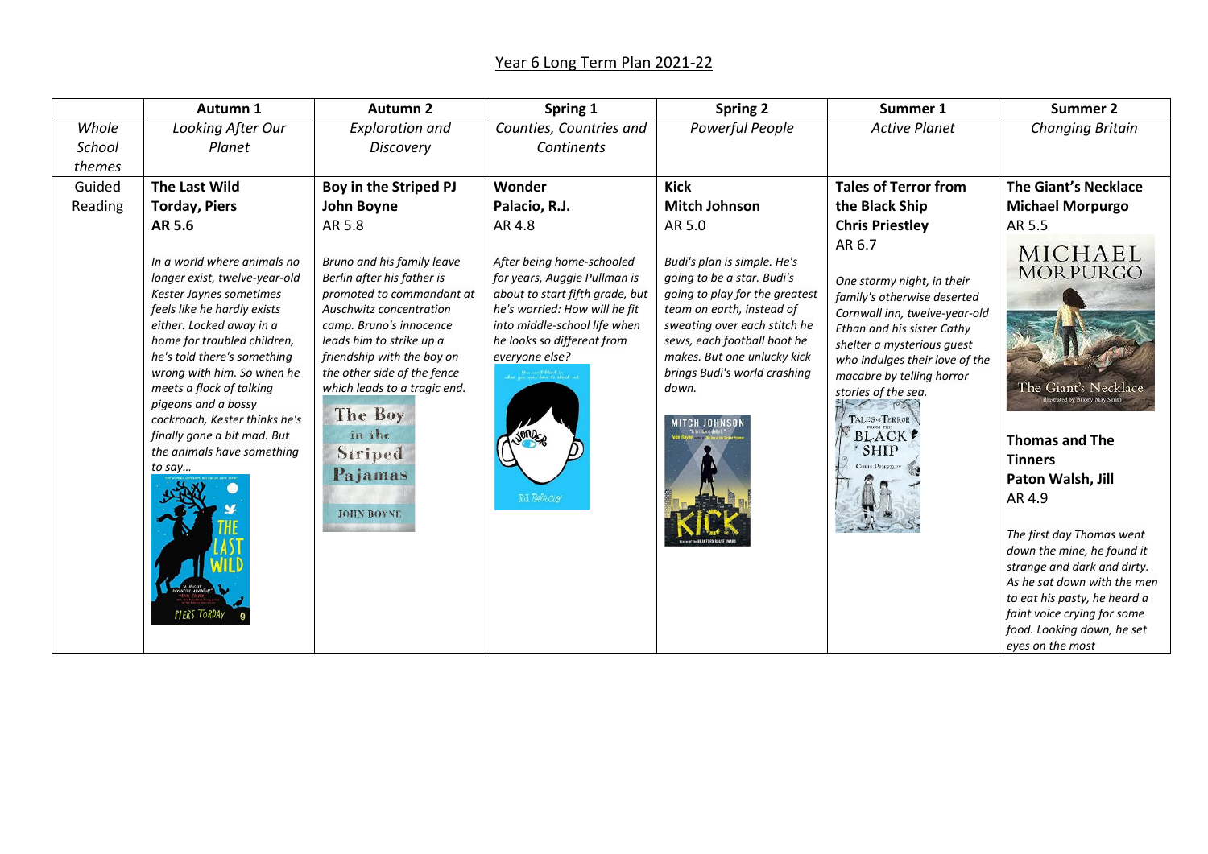# Year 6 Long Term Plan 2021-22

| | Autumn 1 | Autumn 2 | Spring 1 | Spring 2 | Summer 1 | Summer 2 |
|---|---|---|---|---|---|---|
| *Whole School themes* | *Looking After Our Planet* | *Exploration and Discovery* | *Counties, Countries and Continents* | *Powerful People* | *Active Planet* | *Changing Britain* |
| Guided Reading | **The Last Wild**<br>**Torday, Piers**<br>**AR 5.6**<br><br>*In a world where animals no longer exist, twelve-year-old Kester Jaynes sometimes feels like he hardly exists either. Locked away in a home for troubled children, he's told there's something wrong with him. So when he meets a flock of talking pigeons and a bossy cockroach, Kester thinks he's finally gone a bit mad. But the animals have something to say…* | **Boy in the Striped PJ**<br>**John Boyne**<br>AR 5.8<br><br>*Bruno and his family leave Berlin after his father is promoted to commandant at Auschwitz concentration camp. Bruno's innocence leads him to strike up a friendship with the boy on the other side of the fence which leads to a tragic end.* | **Wonder**<br>**Palacio, R.J.**<br>AR 4.8<br><br>*After being home-schooled for years, Auggie Pullman is about to start fifth grade, but he's worried: How will he fit into middle-school life when he looks so different from everyone else?* | **Kick**<br>**Mitch Johnson**<br>AR 5.0<br><br>*Budi's plan is simple. He's going to be a star. Budi's going to play for the greatest team on earth, instead of sweating over each stitch he sews, each football boot he makes. But one unlucky kick brings Budi's world crashing down.* | **Tales of Terror from the Black Ship**<br>**Chris Priestley**<br>AR 6.7<br><br>*One stormy night, in their family's otherwise deserted Cornwall inn, twelve-year-old Ethan and his sister Cathy shelter a mysterious guest who indulges their love of the macabre by telling horror stories of the sea.* | **The Giant's Necklace**<br>**Michael Morpurgo**<br>AR 5.5<br><br>**Thomas and The Tinners**<br>**Paton Walsh, Jill**<br>AR 4.9<br><br>*The first day Thomas went down the mine, he found it strange and dark and dirty. As he sat down with the men to eat his pasty, he heard a faint voice crying for some food. Looking down, he set eyes on the most* |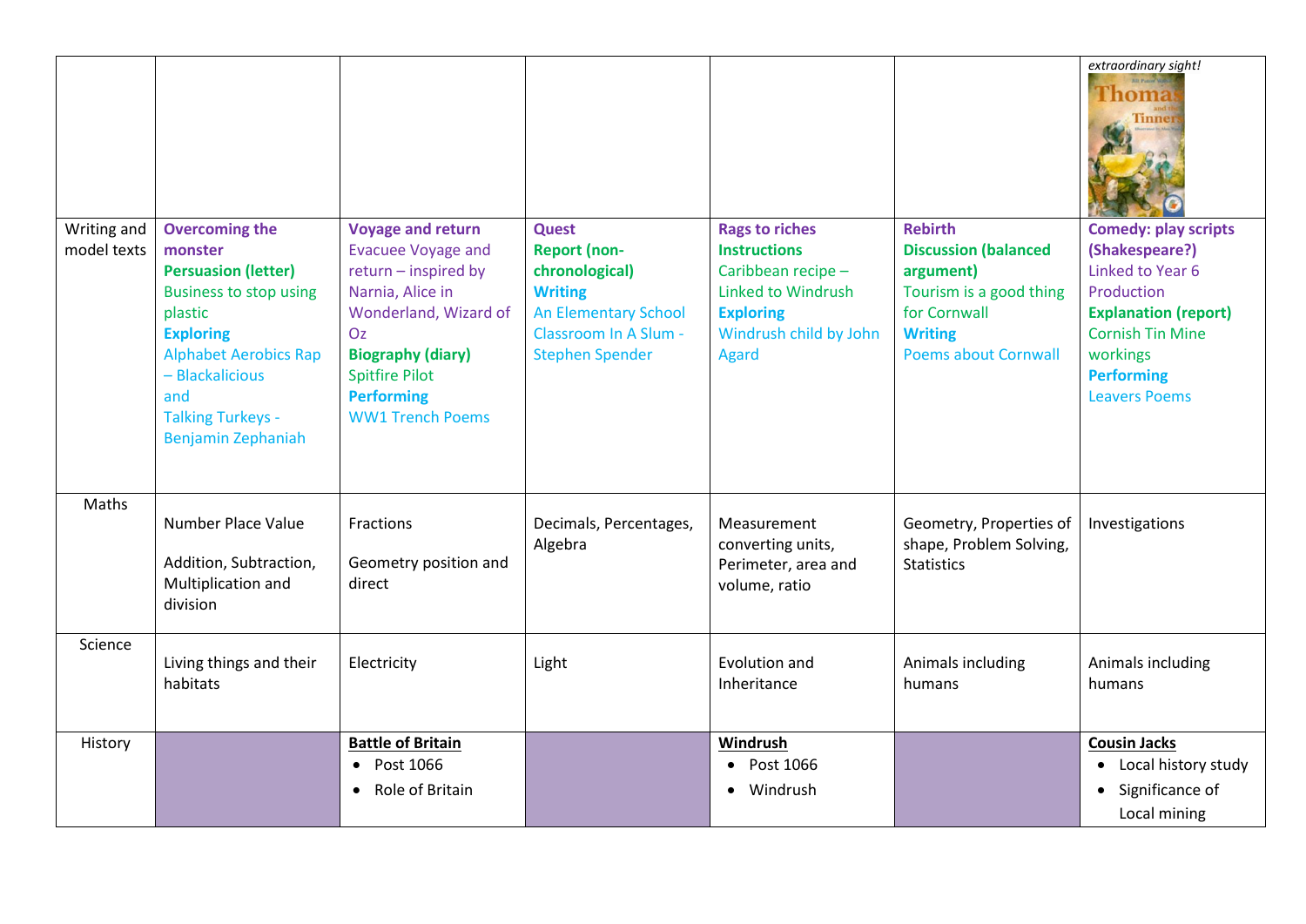| | | | | | | |
|---|---|---|---|---|---|---|
| | | | | | | *extraordinary sight!* |
| Writing and model texts | **Overcoming the monster** **Persuasion (letter)** Business to stop using plastic **Exploring** Alphabet Aerobics Rap – Blackalicious and Talking Turkeys - Benjamin Zephaniah | **Voyage and return** Evacuee Voyage and return – inspired by Narnia, Alice in Wonderland, Wizard of Oz **Biography (diary)** Spitfire Pilot **Performing** WW1 Trench Poems | **Quest** **Report (non-chronological)** **Writing** An Elementary School Classroom In A Slum - Stephen Spender | **Rags to riches** **Instructions** Caribbean recipe – Linked to Windrush **Exploring** Windrush child by John Agard | **Rebirth** **Discussion (balanced argument)** Tourism is a good thing for Cornwall **Writing** Poems about Cornwall | **Comedy: play scripts (Shakespeare?)** Linked to Year 6 Production **Explanation (report)** Cornish Tin Mine workings **Performing** Leavers Poems |
| Maths | Number Place Value<br><br>Addition, Subtraction, Multiplication and division | Fractions<br><br>Geometry position and direct | Decimals, Percentages, Algebra | Measurement converting units, Perimeter, area and volume, ratio | Geometry, Properties of shape, Problem Solving, Statistics | Investigations |
| Science | Living things and their habitats | Electricity | Light | Evolution and Inheritance | Animals including humans | Animals including humans |
| History | | **Battle of Britain**<br>• Post 1066<br>• Role of Britain | | **Windrush**<br>• Post 1066<br>• Windrush | | **Cousin Jacks**<br>• Local history study<br>• Significance of Local mining |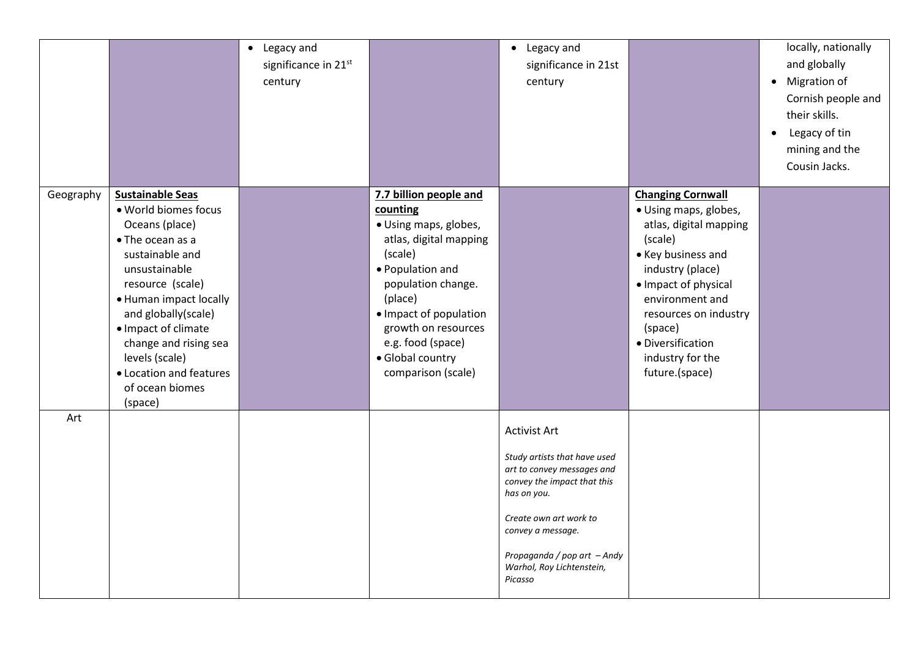|  |  |  |  |  |  |  |
|---|---|---|---|---|---|---|
|  |  | • Legacy and significance in 21st century |  | • Legacy and significance in 21st century |  | locally, nationally and globally<br>• Migration of Cornish people and their skills.<br>• Legacy of tin mining and the Cousin Jacks. |
| Geography | **<u>Sustainable Seas</u>**<br>• World biomes focus Oceans (place)<br>• The ocean as a sustainable and unsustainable resource (scale)<br>• Human impact locally and globally(scale)<br>• Impact of climate change and rising sea levels (scale)<br>• Location and features of ocean biomes (space) |  | **<u>7.7 billion people and counting</u>**<br>• Using maps, globes, atlas, digital mapping (scale)<br>• Population and population change. (place)<br>• Impact of population growth on resources e.g. food (space)<br>• Global country comparison (scale) |  | **<u>Changing Cornwall</u>**<br>• Using maps, globes, atlas, digital mapping (scale)<br>• Key business and industry (place)<br>• Impact of physical environment and resources on industry (space)<br>• Diversification industry for the future.(space) |  |
| Art |  |  |  | Activist Art<br><br>*Study artists that have used art to convey messages and convey the impact that this has on you.*<br><br>*Create own art work to convey a message.*<br><br>*Propaganda / pop art – Andy Warhol, Roy Lichtenstein, Picasso* |  |  |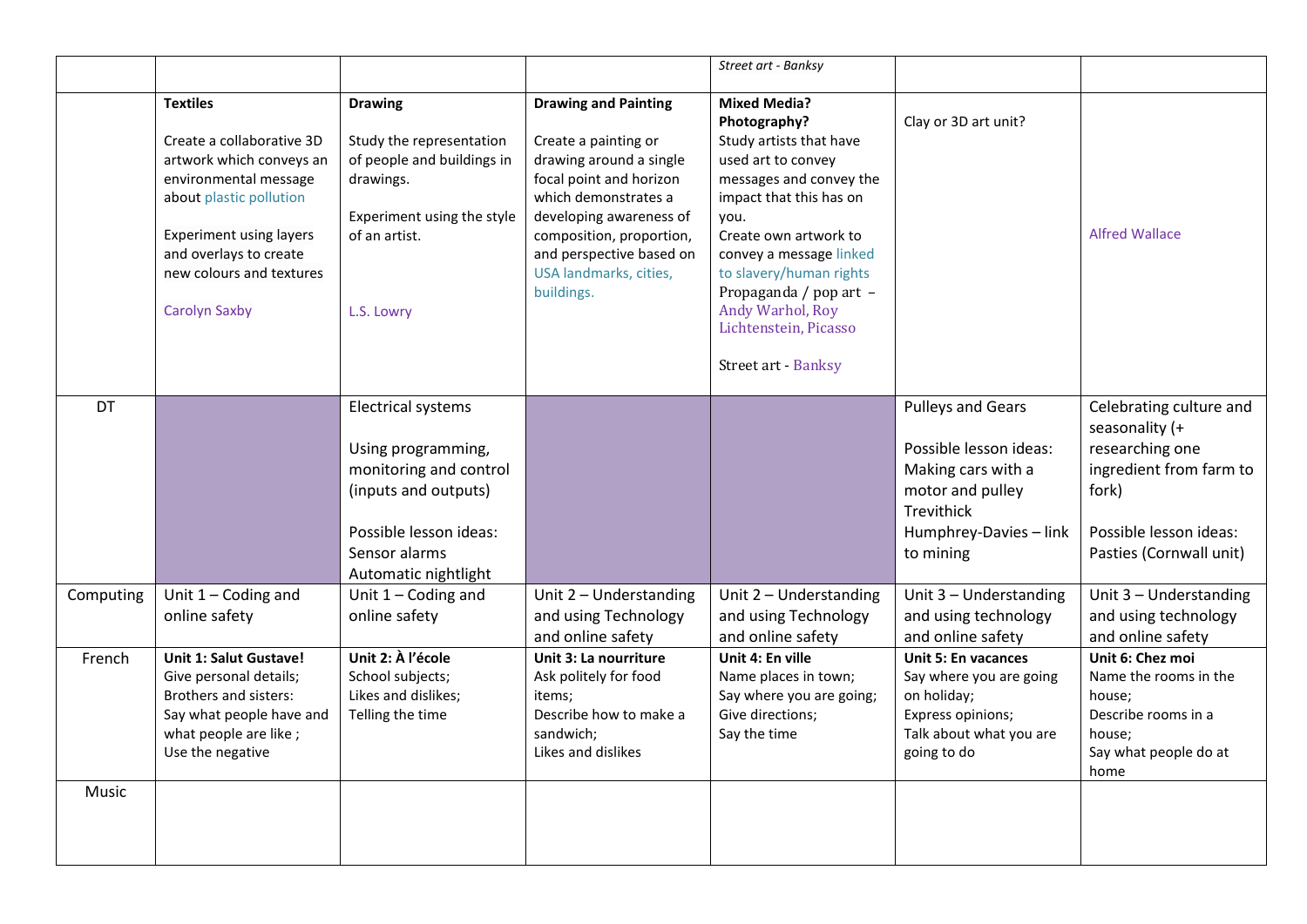| | | | | | | |
|---|---|---|---|---|---|---|
| | | | | *Street art - Banksy* | | |
| | **Textiles**<br><br>Create a collaborative 3D artwork which conveys an environmental message about plastic pollution<br><br>Experiment using layers and overlays to create new colours and textures<br><br>Carolyn Saxby | **Drawing**<br><br>Study the representation of people and buildings in drawings.<br><br>Experiment using the style of an artist.<br><br>L.S. Lowry | **Drawing and Painting**<br><br>Create a painting or drawing around a single focal point and horizon which demonstrates a developing awareness of composition, proportion, and perspective based on USA landmarks, cities, buildings. | **Mixed Media? Photography?**<br>Study artists that have used art to convey messages and convey the impact that this has on you.<br>Create own artwork to convey a message linked to slavery/human rights<br>Propaganda / pop art – Andy Warhol, Roy Lichtenstein, Picasso<br><br>Street art - Banksy | Clay or 3D art unit? | Alfred Wallace |
| DT | | Electrical systems<br><br>Using programming, monitoring and control (inputs and outputs)<br><br>Possible lesson ideas:<br>Sensor alarms<br>Automatic nightlight | | | Pulleys and Gears<br><br>Possible lesson ideas:<br>Making cars with a motor and pulley<br>Trevithick<br>Humphrey-Davies – link to mining | Celebrating culture and seasonality (+ researching one ingredient from farm to fork)<br><br>Possible lesson ideas:<br>Pasties (Cornwall unit) |
| Computing | Unit 1 – Coding and online safety | Unit 1 – Coding and online safety | Unit 2 – Understanding and using Technology and online safety | Unit 2 – Understanding and using Technology and online safety | Unit 3 – Understanding and using technology and online safety | Unit 3 – Understanding and using technology and online safety |
| French | **Unit 1: Salut Gustave!**<br>Give personal details;<br>Brothers and sisters:<br>Say what people have and what people are like ;<br>Use the negative | **Unit 2: À l'école**<br>School subjects;<br>Likes and dislikes;<br>Telling the time | **Unit 3: La nourriture**<br>Ask politely for food items;<br>Describe how to make a sandwich;<br>Likes and dislikes | **Unit 4: En ville**<br>Name places in town;<br>Say where you are going;<br>Give directions;<br>Say the time | **Unit 5: En vacances**<br>Say where you are going on holiday;<br>Express opinions;<br>Talk about what you are going to do | **Unit 6: Chez moi**<br>Name the rooms in the house;<br>Describe rooms in a house;<br>Say what people do at home |
| Music | | | | | | |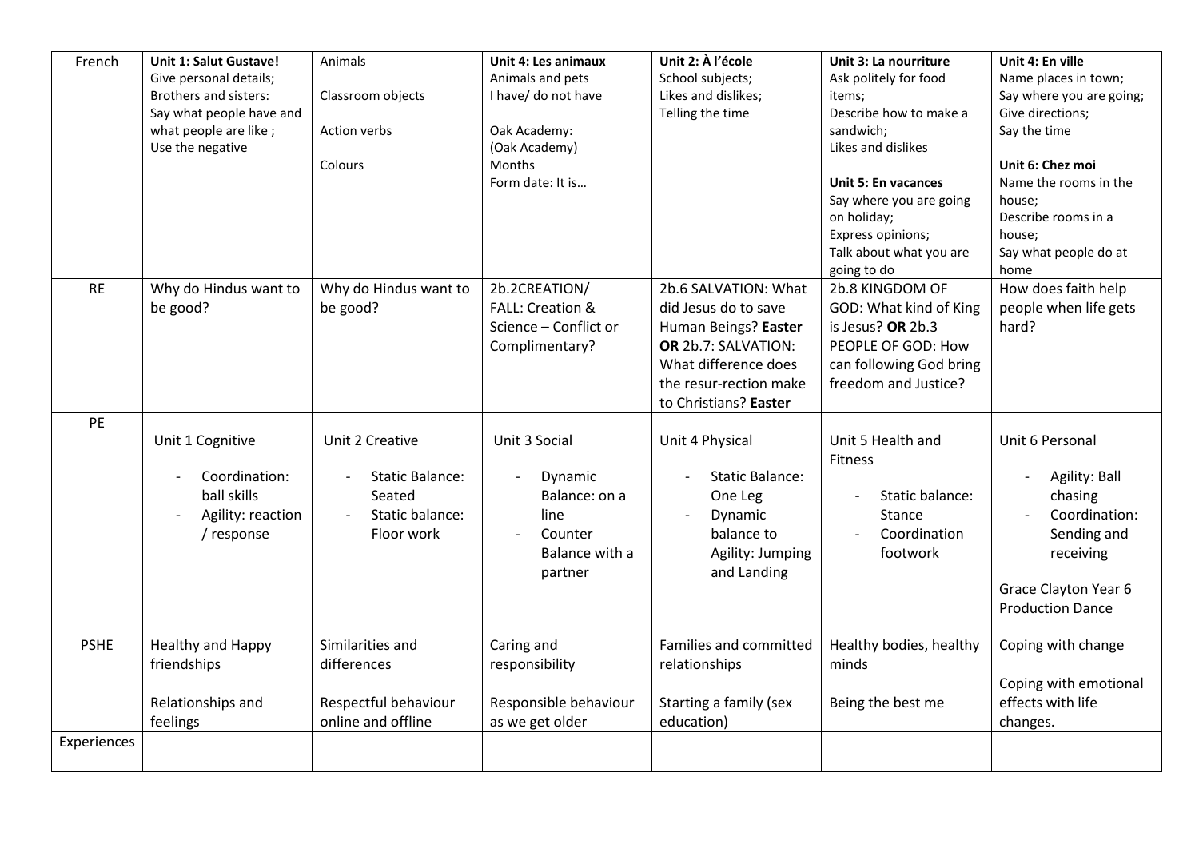| | | | | | | |
|---|---|---|---|---|---|---|
| French | **Unit 1: Salut Gustave!**<br>Give personal details;<br>Brothers and sisters:<br>Say what people have and what people are like ;<br>Use the negative | Animals<br><br>Classroom objects<br><br>Action verbs<br><br>Colours | **Unit 4: Les animaux**<br>Animals and pets<br>I have/ do not have<br><br>Oak Academy:<br>(Oak Academy)<br>Months<br>Form date: It is… | **Unit 2: À l'école**<br>School subjects;<br>Likes and dislikes;<br>Telling the time | **Unit 3: La nourriture**<br>Ask politely for food items;<br>Describe how to make a sandwich;<br>Likes and dislikes<br><br>**Unit 5: En vacances**<br>Say where you are going on holiday;<br>Express opinions;<br>Talk about what you are going to do | **Unit 4: En ville**<br>Name places in town;<br>Say where you are going;<br>Give directions;<br>Say the time<br><br>**Unit 6: Chez moi**<br>Name the rooms in the house;<br>Describe rooms in a house;<br>Say what people do at home |
| RE | Why do Hindus want to be good? | Why do Hindus want to be good? | 2b.2CREATION/ FALL: Creation & Science – Conflict or Complimentary? | 2b.6 SALVATION: What did Jesus do to save Human Beings? **Easter OR** 2b.7: SALVATION: What difference does the resur-rection make to Christians? **Easter** | 2b.8 KINGDOM OF GOD: What kind of King is Jesus? **OR** 2b.3 PEOPLE OF GOD: How can following God bring freedom and Justice? | How does faith help people when life gets hard? |
| PE | Unit 1 Cognitive<br>- Coordination: ball skills<br>- Agility: reaction / response | Unit 2 Creative<br>- Static Balance: Seated<br>- Static balance: Floor work | Unit 3 Social<br>- Dynamic Balance: on a line<br>- Counter Balance with a partner | Unit 4 Physical<br>- Static Balance: One Leg<br>- Dynamic balance to Agility: Jumping and Landing | Unit 5 Health and Fitness<br>- Static balance: Stance<br>- Coordination footwork | Unit 6 Personal<br>- Agility: Ball chasing<br>- Coordination: Sending and receiving<br><br>Grace Clayton Year 6 Production Dance |
| PSHE | Healthy and Happy friendships<br><br>Relationships and feelings | Similarities and differences<br><br>Respectful behaviour online and offline | Caring and responsibility<br><br>Responsible behaviour as we get older | Families and committed relationships<br><br>Starting a family (sex education) | Healthy bodies, healthy minds<br><br>Being the best me | Coping with change<br><br>Coping with emotional effects with life changes. |
| Experiences | | | | | | |